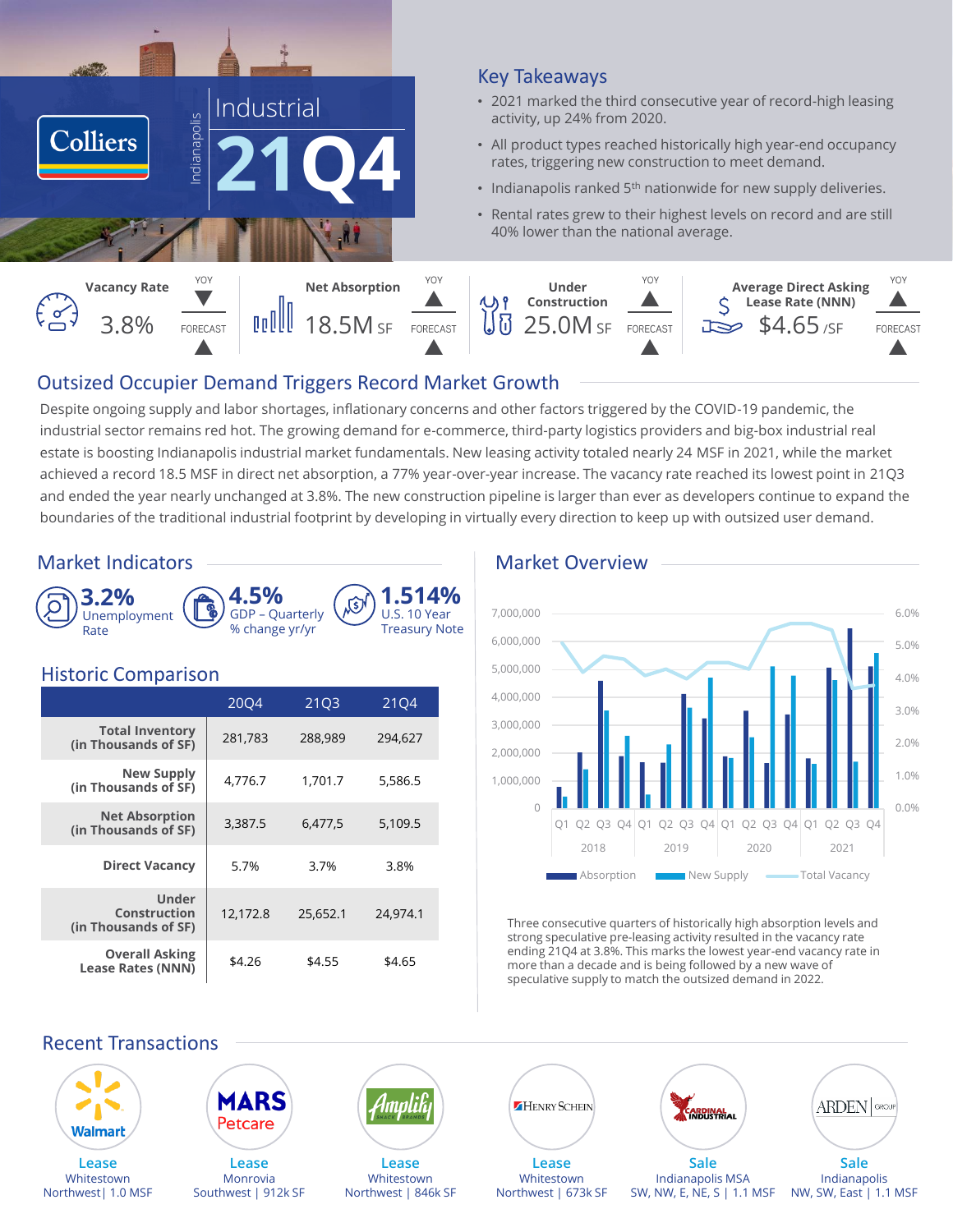# Colliers | Indianapolis | Industrial 21Q4

## Key Takeaways

- 2021 marked the third consecutive year of record-high leasing activity, up 24% from 2020.
- All product types reached historically high year-end occupancy rates, triggering new construction to meet demand.
- Indianapolis ranked 5th nationwide for new supply deliveries.
- Rental rates grew to their highest levels on record and are still 40% lower than the national average.

| Metric | Value | YOY | Forecast |
|---|---|---|---|
| Vacancy Rate | 3.8% | ▼ | ▲ |
| Net Absorption | 18.5M SF | ▲ | ▲ |
| Under Construction | 25.0M SF | ▲ | ▲ |
| Average Direct Asking Lease Rate (NNN) | $4.65 /SF | ▲ | ▲ |

## Outsized Occupier Demand Triggers Record Market Growth

Despite ongoing supply and labor shortages, inflationary concerns and other factors triggered by the COVID-19 pandemic, the industrial sector remains red hot. The growing demand for e-commerce, third-party logistics providers and big-box industrial real estate is boosting Indianapolis industrial market fundamentals. New leasing activity totaled nearly 24 MSF in 2021, while the market achieved a record 18.5 MSF in direct net absorption, a 77% year-over-year increase. The vacancy rate reached its lowest point in 21Q3 and ended the year nearly unchanged at 3.8%. The new construction pipeline is larger than ever as developers continue to expand the boundaries of the traditional industrial footprint by developing in virtually every direction to keep up with outsized user demand.

## Market Indicators

- **3.2%** Unemployment Rate
- **4.5%** GDP – Quarterly % change yr/yr
- **1.514%** U.S. 10 Year Treasury Note

## Historic Comparison

| | 20Q4 | 21Q3 | 21Q4 |
|---|---|---|---|
| Total Inventory (in Thousands of SF) | 281,783 | 288,989 | 294,627 |
| New Supply (in Thousands of SF) | 4,776.7 | 1,701.7 | 5,586.5 |
| Net Absorption (in Thousands of SF) | 3,387.5 | 6,477,5 | 5,109.5 |
| Direct Vacancy | 5.7% | 3.7% | 3.8% |
| Under Construction (in Thousands of SF) | 12,172.8 | 25,652.1 | 24,974.1 |
| Overall Asking Lease Rates (NNN) | $4.26 | $4.55 | $4.65 |

## Market Overview

Three consecutive quarters of historically high absorption levels and strong speculative pre-leasing activity resulted in the vacancy rate ending 21Q4 at 3.8%. This marks the lowest year-end vacancy rate in more than a decade and is being followed by a new wave of speculative supply to match the outsized demand in 2022.

## Recent Transactions

- **Walmart** — Lease, Whitestown Northwest | 1.0 MSF
- **MARS Petcare** — Lease, Monrovia Southwest | 912k SF
- **Amplify Snack Brands** — Lease, Whitestown Northwest | 846k SF
- **Henry Schein** — Lease, Whitestown Northwest | 673k SF
- **Cardinal Industrial** — Sale, Indianapolis MSA SW, NW, E, NE, S | 1.1 MSF
- **Arden Group** — Sale, Indianapolis NW, SW, East | 1.1 MSF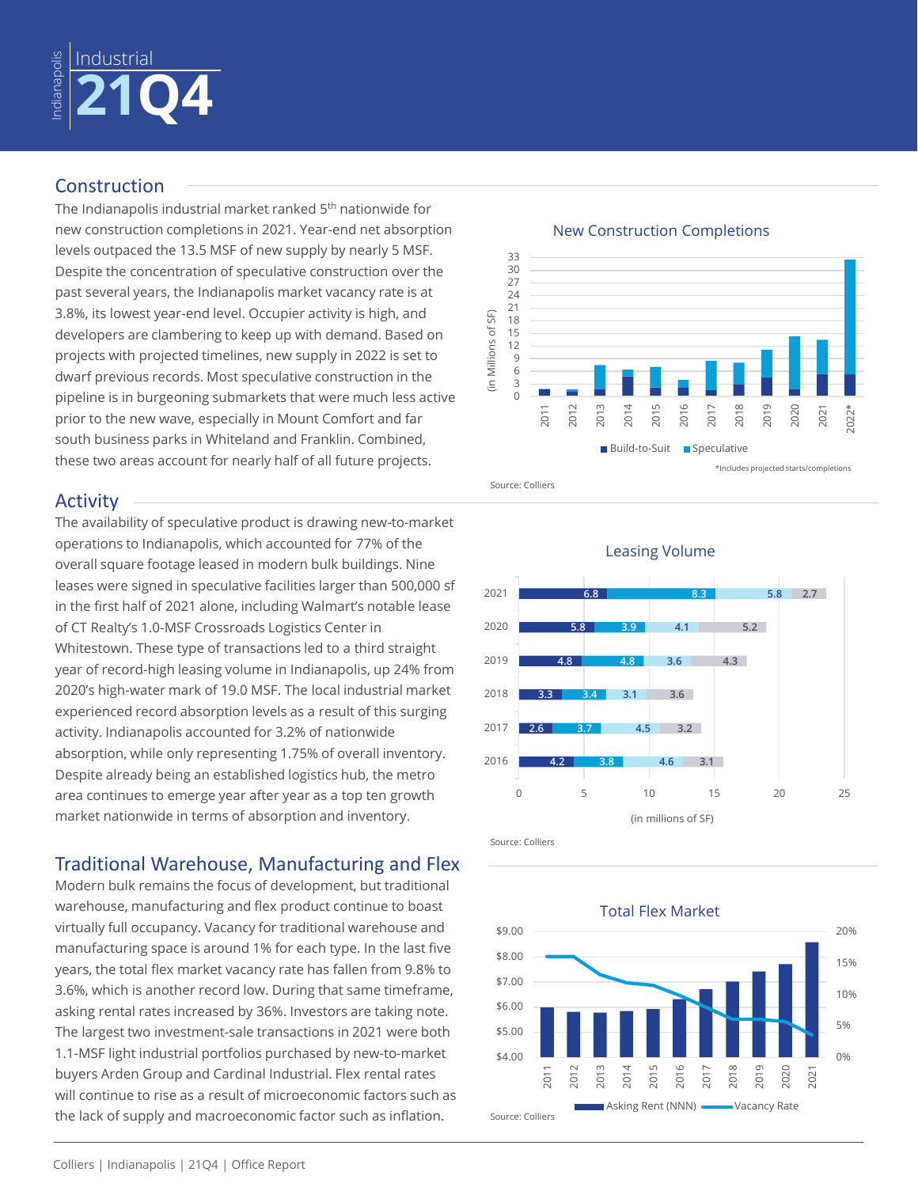# Indianapolis Industrial 21Q4

## Construction

The Indianapolis industrial market ranked 5th nationwide for new construction completions in 2021. Year-end net absorption levels outpaced the 13.5 MSF of new supply by nearly 5 MSF. Despite the concentration of speculative construction over the past several years, the Indianapolis market vacancy rate is at 3.8%, its lowest year-end level. Occupier activity is high, and developers are clambering to keep up with demand. Based on projects with projected timelines, new supply in 2022 is set to dwarf previous records. Most speculative construction in the pipeline is in burgeoning submarkets that were much less active prior to the new wave, especially in Mount Comfort and far south business parks in Whiteland and Franklin. Combined, these two areas account for nearly half of all future projects.

**New Construction Completions**

*Includes projected starts/completions

Source: Colliers

## Activity

The availability of speculative product is drawing new-to-market operations to Indianapolis, which accounted for 77% of the overall square footage leased in modern bulk buildings. Nine leases were signed in speculative facilities larger than 500,000 sf in the first half of 2021 alone, including Walmart's notable lease of CT Realty's 1.0-MSF Crossroads Logistics Center in Whitestown. These type of transactions led to a third straight year of record-high leasing volume in Indianapolis, up 24% from 2020's high-water mark of 19.0 MSF. The local industrial market experienced record absorption levels as a result of this surging activity. Indianapolis accounted for 3.2% of nationwide absorption, while only representing 1.75% of overall inventory. Despite already being an established hub, the metro area continues to emerge year after year as a top ten growth market nationwide in terms of absorption and inventory.

**Leasing Volume**

(in millions of SF)

| Year | | | | |
|---|---|---|---|---|
| 2021 | 6.8 | 8.3 | 5.8 | 2.7 |
| 2020 | 5.8 | 3.9 | 4.1 | 5.2 |
| 2019 | 4.8 | 4.8 | 3.6 | 4.3 |
| 2018 | 3.3 | 3.4 | 3.1 | 3.6 |
| 2017 | 2.6 | 3.7 | 4.5 | 3.2 |
| 2016 | 4.2 | 3.8 | 4.6 | 3.1 |

Source: Colliers

## Traditional Warehouse, Manufacturing and Flex

Modern bulk remains the focus of development, but traditional warehouse, manufacturing and flex product continue to boast virtually full occupancy. Vacancy for traditional warehouse and manufacturing space is around 1% for each type. In the last five years, the total flex market vacancy rate has fallen from 9.8% to 3.6%, which is another record low. During that same timeframe, asking rental rates increased by 36%. Investors are taking note. The largest two investment-sale transactions in 2021 were both 1.1-MSF light industrial portfolios purchased by new-to-market buyers Arden Group and Cardinal Industrial. Flex rental rates will continue to rise as a result of microeconomic factors such as the lack of supply and macroeconomic factor such as inflation.

**Total Flex Market**

Asking Rent (NNN) / Vacancy Rate

Source: Colliers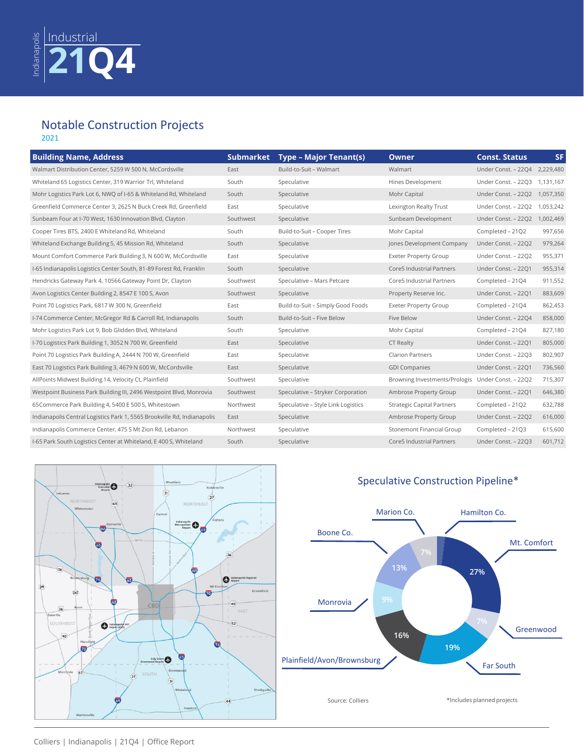# Notable Construction Projects

2021

| Building Name, Address | Submarket | Type – Major Tenant(s) | Owner | Const. Status | SF |
|---|---|---|---|---|---|
| Walmart Distribution Center, 5259 W 500 N, McCordsville | East | Build-to-Suit – Walmart | Walmart | Under Const. – 22Q4 | 2,229,480 |
| Whiteland 65 Logistics Center, 319 Warrior Trl, Whiteland | South | Speculative | Hines Development | Under Const. – 22Q3 | 1,131,167 |
| Mohr Logistics Park Lot 6, NWQ of I-65 & Whiteland Rd, Whiteland | South | Speculative | Mohr Capital | Under Const. – 22Q2 | 1,057,350 |
| Greenfield Commerce Center 3, 2625 N Buck Creek Rd, Greenfield | East | Speculative | Lexington Realty Trust | Under Const. – 22Q2 | 1,053,242 |
| Sunbeam Four at I-70 West, 1630 Innovation Blvd, Clayton | Southwest | Speculative | Sunbeam Development | Under Const. – 22Q2 | 1,002,469 |
| Cooper Tires BTS, 2400 E Whiteland Rd, Whiteland | South | Build-to-Suit – Cooper Tires | Mohr Capital | Completed – 21Q2 | 997,656 |
| Whiteland Exchange Building 5, 45 Mission Rd, Whiteland | South | Speculative | Jones Development Company | Under Const. – 22Q2 | 979,264 |
| Mount Comfort Commerce Park Building 3, N 600 W, McCordsville | East | Speculative | Exeter Property Group | Under Const. – 22Q2 | 955,371 |
| I-65 Indianapolis Logistics Center South, 81-89 Forest Rd, Franklin | South | Speculative | Core5 Industrial Partners | Under Const. – 22Q1 | 955,314 |
| Hendricks Gateway Park 4, 10566 Gateway Point Dr, Clayton | Southwest | Speculative – Mars Petcare | Core5 Industrial Partners | Completed – 21Q4 | 911,552 |
| Avon Logistics Center Building 2, 8547 E 100 S, Avon | Southwest | Speculative | Property Reserve Inc. | Under Const. – 22Q1 | 883,609 |
| Point 70 Logistics Park, 6817 W 300 N, Greenfield | East | Build-to-Suit – Simply Good Foods | Exeter Property Group | Completed – 21Q4 | 862,453 |
| I-74 Commerce Center, McGregor Rd & Carroll Rd, Indianapolis | South | Build-to-Suit – Five Below | Five Below | Under Const. – 22Q4 | 858,000 |
| Mohr Logistics Park Lot 9, Bob Glidden Blvd, Whiteland | South | Speculative | Mohr Capital | Completed – 21Q4 | 827,180 |
| I-70 Logistics Park Building 1, 3052 N 700 W, Greenfield | East | Speculative | CT Realty | Under Const. – 22Q1 | 805,000 |
| Point 70 Logistics Park Building A, 2444 N 700 W, Greenfield | East | Speculative | Clarion Partners | Under Const. – 22Q3 | 802,907 |
| East 70 Logistics Park Building 3, 4679 N 600 W, McCordsville | East | Speculative | GDI Companies | Under Const. – 22Q1 | 736,560 |
| AllPoints Midwest Building 14, Velocity Ct, Plainfield | Southwest | Speculative | Browning Investments/Prologis | Under Const. – 22Q2 | 715,307 |
| Westpoint Business Park Building III, 2496 Westpoint Blvd, Monrovia | Southwest | Speculative – Stryker Corporation | Ambrose Property Group | Under Const. – 22Q1 | 646,380 |
| 65Commerce Park Building 4, 5400 E 500 S, Whitestown | Northwest | Speculative – Style Link Logistics | Strategic Capital Partners | Completed – 21Q2 | 632,788 |
| Indianapolis Central Logistics Park 1, 5565 Brookville Rd, Indianapolis | East | Speculative | Ambrose Property Group | Under Const. – 22Q2 | 616,000 |
| Indianapolis Commerce Center, 475 S Mt Zion Rd, Lebanon | Northwest | Speculative | Stonemont Financial Group | Completed – 21Q3 | 615,600 |
| I-65 Park South Logistics Center at Whiteland, E 400 S, Whiteland | South | Speculative | Core5 Industrial Partners | Under Const. – 22Q3 | 601,712 |

## Speculative Construction Pipeline*

| Area | Share |
|---|---|
| Mt. Comfort | 27% |
| Greenwood | 7% |
| Far South | 19% |
| Plainfield/Avon/Brownsburg | 16% |
| Monrovia | 9% |
| Boone Co. | 13% |
| Marion Co. | 7% |
| Hamilton Co. | |

Source: Colliers

*Includes planned projects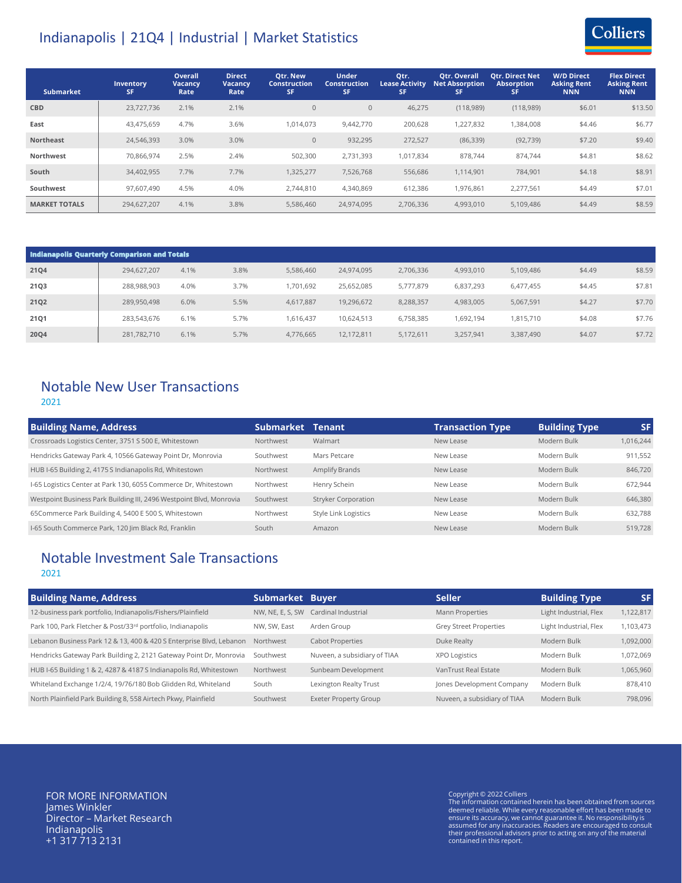# Indianapolis | 21Q4 | Industrial | Market Statistics

| Submarket | Inventory SF | Overall Vacancy Rate | Direct Vacancy Rate | Qtr. New Construction SF | Under Construction SF | Qtr. Lease Activity SF | Qtr. Overall Net Absorption SF | Qtr. Direct Net Absorption SF | W/D Direct Asking Rent NNN | Flex Direct Asking Rent NNN |
|---|---|---|---|---|---|---|---|---|---|---|
| **CBD** | 23,727,736 | 2.1% | 2.1% | 0 | 0 | 46,275 | (118,989) | (118,989) | $6.01 | $13.50 |
| **East** | 43,475,659 | 4.7% | 3.6% | 1,014,073 | 9,442,770 | 200,628 | 1,227,832 | 1,384,008 | $4.46 | $6.77 |
| **Northeast** | 24,546,393 | 3.0% | 3.0% | 0 | 932,295 | 272,527 | (86,339) | (92,739) | $7.20 | $9.40 |
| **Northwest** | 70,866,974 | 2.5% | 2.4% | 502,300 | 2,731,393 | 1,017,834 | 878,744 | 874,744 | $4.81 | $8.62 |
| **South** | 34,402,955 | 7.7% | 7.7% | 1,325,277 | 7,526,768 | 556,686 | 1,114,901 | 784,901 | $4.18 | $8.91 |
| **Southwest** | 97,607,490 | 4.5% | 4.0% | 2,744,810 | 4,340,869 | 612,386 | 1,976,861 | 2,277,561 | $4.49 | $7.01 |
| **MARKET TOTALS** | 294,627,207 | 4.1% | 3.8% | 5,586,460 | 24,974,095 | 2,706,336 | 4,993,010 | 5,109,486 | $4.49 | $8.59 |

| Indianapolis Quarterly Comparison and Totals | | | | | | | | | | |
|---|---|---|---|---|---|---|---|---|---|---|
| **21Q4** | 294,627,207 | 4.1% | 3.8% | 5,586,460 | 24,974,095 | 2,706,336 | 4,993,010 | 5,109,486 | $4.49 | $8.59 |
| **21Q3** | 288,988,903 | 4.0% | 3.7% | 1,701,692 | 25,652,085 | 5,777,879 | 6,837,293 | 6,477,455 | $4.45 | $7.81 |
| **21Q2** | 289,950,498 | 6.0% | 5.5% | 4,617,887 | 19,296,672 | 8,288,357 | 4,983,005 | 5,067,591 | $4.27 | $7.70 |
| **21Q1** | 283,543,676 | 6.1% | 5.7% | 1,616,437 | 10,624,513 | 6,758,385 | 1,692,194 | 1,815,710 | $4.08 | $7.76 |
| **20Q4** | 281,782,710 | 6.1% | 5.7% | 4,776,665 | 12,172,811 | 5,172,611 | 3,257,941 | 3,387,490 | $4.07 | $7.72 |

## Notable New User Transactions

2021

| Building Name, Address | Submarket | Tenant | Transaction Type | Building Type | SF |
|---|---|---|---|---|---|
| Crossroads Logistics Center, 3751 S 500 E, Whitestown | Northwest | Walmart | New Lease | Modern Bulk | 1,016,244 |
| Hendricks Gateway Park 4, 10566 Gateway Point Dr, Monrovia | Southwest | Mars Petcare | New Lease | Modern Bulk | 911,552 |
| HUB I-65 Building 2, 4175 S Indianapolis Rd, Whitestown | Northwest | Amplify Brands | New Lease | Modern Bulk | 846,720 |
| I-65 Logistics Center at Park 130, 6055 Commerce Dr, Whitestown | Northwest | Henry Schein | New Lease | Modern Bulk | 672,944 |
| Westpoint Business Park Building III, 2496 Westpoint Blvd, Monrovia | Southwest | Stryker Corporation | New Lease | Modern Bulk | 646,380 |
| 65Commerce Park Building 4, 5400 E 500 S, Whitestown | Northwest | Style Link Logistics | New Lease | Modern Bulk | 632,788 |
| I-65 South Commerce Park, 120 Jim Black Rd, Franklin | South | Amazon | New Lease | Modern Bulk | 519,728 |

## Notable Investment Sale Transactions

2021

| Building Name, Address | Submarket | Buyer | Seller | Building Type | SF |
|---|---|---|---|---|---|
| 12-business park portfolio, Indianapolis/Fishers/Plainfield | NW, NE, E, S, SW | Cardinal Industrial | Mann Properties | Light Industrial, Flex | 1,122,817 |
| Park 100, Park Fletcher & Post/33rd portfolio, Indianapolis | NW, SW, East | Arden Group | Grey Street Properties | Light Industrial, Flex | 1,103,473 |
| Lebanon Business Park 12 & 13, 400 & 420 S Enterprise Blvd, Lebanon | Northwest | Cabot Properties | Duke Realty | Modern Bulk | 1,092,000 |
| Hendricks Gateway Park Building 2, 2121 Gateway Point Dr, Monrovia | Southwest | Nuveen, a subsidiary of TIAA | XPO Logistics | Modern Bulk | 1,072,069 |
| HUB I-65 Building 1 & 2, 4287 & 4187 S Indianapolis Rd, Whitestown | Northwest | Sunbeam Development | VanTrust Real Estate | Modern Bulk | 1,065,960 |
| Whiteland Exchange 1/2/4, 19/76/180 Bob Glidden Rd, Whiteland | South | Lexington Realty Trust | Jones Development Company | Modern Bulk | 878,410 |
| North Plainfield Park Building 8, 558 Airtech Pkwy, Plainfield | Southwest | Exeter Property Group | Nuveen, a subsidiary of TIAA | Modern Bulk | 798,096 |

FOR MORE INFORMATION
James Winkler
Director – Market Research
Indianapolis
+1 317 713 2131

Copyright © 2022 Colliers
The information contained herein has been obtained from sources deemed reliable. While every reasonable effort has been made to ensure its accuracy, we cannot guarantee it. No responsibility is assumed for any inaccuracies. Readers are encouraged to consult their professional advisors prior to acting on any of the material contained in this report.